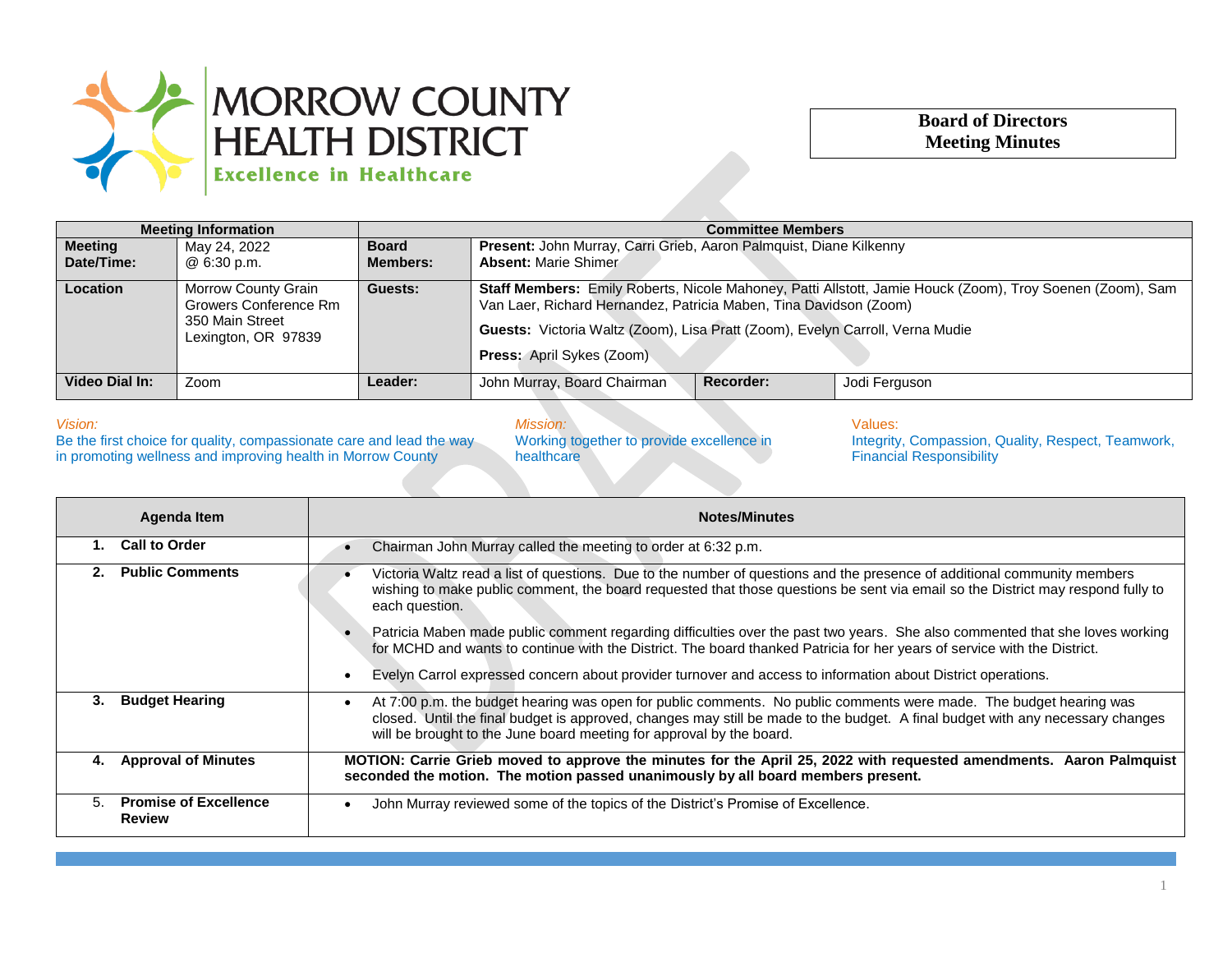# MORROW COUNTY HEALTH DISTRICT

Excellence in Healthcare

**Board of Directors Meeting Minutes**

| Meeting Information | | Committee Members | | | |
|---|---|---|---|---|---|
| **Meeting Date/Time:** | May 24, 2022 @ 6:30 p.m. | **Board Members:** | **Present:** John Murray, Carri Grieb, Aaron Palmquist, Diane Kilkenny<br>**Absent:** Marie Shimer | | |
| **Location** | Morrow County Grain Growers Conference Rm<br>350 Main Street<br>Lexington, OR 97839 | **Guests:** | **Staff Members:** Emily Roberts, Nicole Mahoney, Patti Allstott, Jamie Houck (Zoom), Troy Soenen (Zoom), Sam Van Laer, Richard Hernandez, Patricia Maben, Tina Davidson (Zoom)<br>**Guests:** Victoria Waltz (Zoom), Lisa Pratt (Zoom), Evelyn Carroll, Verna Mudie<br>**Press:** April Sykes (Zoom) | | |
| **Video Dial In:** | Zoom | **Leader:** | John Murray, Board Chairman | **Recorder:** | Jodi Ferguson |

*Vision:*
Be the first choice for quality, compassionate care and lead the way in promoting wellness and improving health in Morrow County

*Mission:*
Working together to provide excellence in healthcare

Values:
Integrity, Compassion, Quality, Respect, Teamwork, Financial Responsibility

| Agenda Item | Notes/Minutes |
|---|---|
| **1. Call to Order** | • Chairman John Murray called the meeting to order at 6:32 p.m. |
| **2. Public Comments** | • Victoria Waltz read a list of questions. Due to the number of questions and the presence of additional community members wishing to make public comment, the board requested that those questions be sent via email so the District may respond fully to each question.<br>• Patricia Maben made public comment regarding difficulties over the past two years. She also commented that she loves working for MCHD and wants to continue with the District. The board thanked Patricia for her years of service with the District.<br>• Evelyn Carrol expressed concern about provider turnover and access to information about District operations. |
| **3. Budget Hearing** | • At 7:00 p.m. the budget hearing was open for public comments. No public comments were made. The budget hearing was closed. Until the final budget is approved, changes may still be made to the budget. A final budget with any necessary changes will be brought to the June board meeting for approval by the board. |
| **4. Approval of Minutes** | **MOTION: Carrie Grieb moved to approve the minutes for the April 25, 2022 with requested amendments. Aaron Palmquist seconded the motion. The motion passed unanimously by all board members present.** |
| 5. **Promise of Excellence Review** | • John Murray reviewed some of the topics of the District's Promise of Excellence. |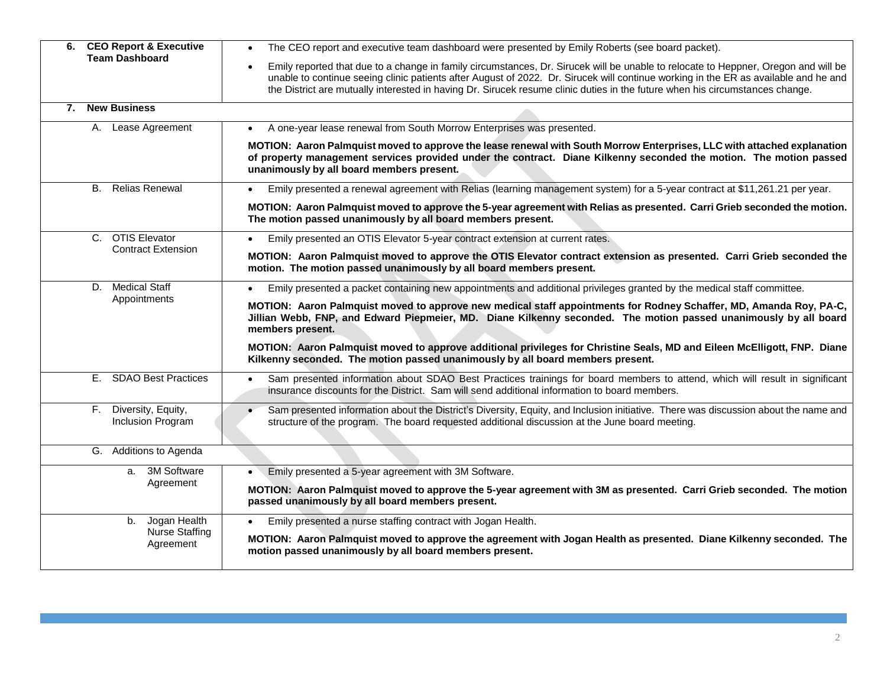| | |
|---|---|
| **6. CEO Report & Executive Team Dashboard** | • The CEO report and executive team dashboard were presented by Emily Roberts (see board packet).<br>• Emily reported that due to a change in family circumstances, Dr. Sirucek will be unable to relocate to Heppner, Oregon and will be unable to continue seeing clinic patients after August of 2022. Dr. Sirucek will continue working in the ER as available and he and the District are mutually interested in having Dr. Sirucek resume clinic duties in the future when his circumstances change. |
| **7. New Business** | |
| A. Lease Agreement | • A one-year lease renewal from South Morrow Enterprises was presented.<br>**MOTION: Aaron Palmquist moved to approve the lease renewal with South Morrow Enterprises, LLC with attached explanation of property management services provided under the contract. Diane Kilkenny seconded the motion. The motion passed unanimously by all board members present.** |
| B. Relias Renewal | • Emily presented a renewal agreement with Relias (learning management system) for a 5-year contract at $11,261.21 per year.<br>**MOTION: Aaron Palmquist moved to approve the 5-year agreement with Relias as presented. Carri Grieb seconded the motion. The motion passed unanimously by all board members present.** |
| C. OTIS Elevator Contract Extension | • Emily presented an OTIS Elevator 5-year contract extension at current rates.<br>**MOTION: Aaron Palmquist moved to approve the OTIS Elevator contract extension as presented. Carri Grieb seconded the motion. The motion passed unanimously by all board members present.** |
| D. Medical Staff Appointments | • Emily presented a packet containing new appointments and additional privileges granted by the medical staff committee.<br>**MOTION: Aaron Palmquist moved to approve new medical staff appointments for Rodney Schaffer, MD, Amanda Roy, PA-C, Jillian Webb, FNP, and Edward Piepmeier, MD. Diane Kilkenny seconded. The motion passed unanimously by all board members present.**<br>**MOTION: Aaron Palmquist moved to approve additional privileges for Christine Seals, MD and Eileen McElligott, FNP. Diane Kilkenny seconded. The motion passed unanimously by all board members present.** |
| E. SDAO Best Practices | • Sam presented information about SDAO Best Practices trainings for board members to attend, which will result in significant insurance discounts for the District. Sam will send additional information to board members. |
| F. Diversity, Equity, Inclusion Program | • Sam presented information about the District's Diversity, Equity, and Inclusion initiative. There was discussion about the name and structure of the program. The board requested additional discussion at the June board meeting. |
| G. Additions to Agenda | |
| a. 3M Software Agreement | • Emily presented a 5-year agreement with 3M Software.<br>**MOTION: Aaron Palmquist moved to approve the 5-year agreement with 3M as presented. Carri Grieb seconded. The motion passed unanimously by all board members present.** |
| b. Jogan Health Nurse Staffing Agreement | • Emily presented a nurse staffing contract with Jogan Health.<br>**MOTION: Aaron Palmquist moved to approve the agreement with Jogan Health as presented. Diane Kilkenny seconded. The motion passed unanimously by all board members present.** |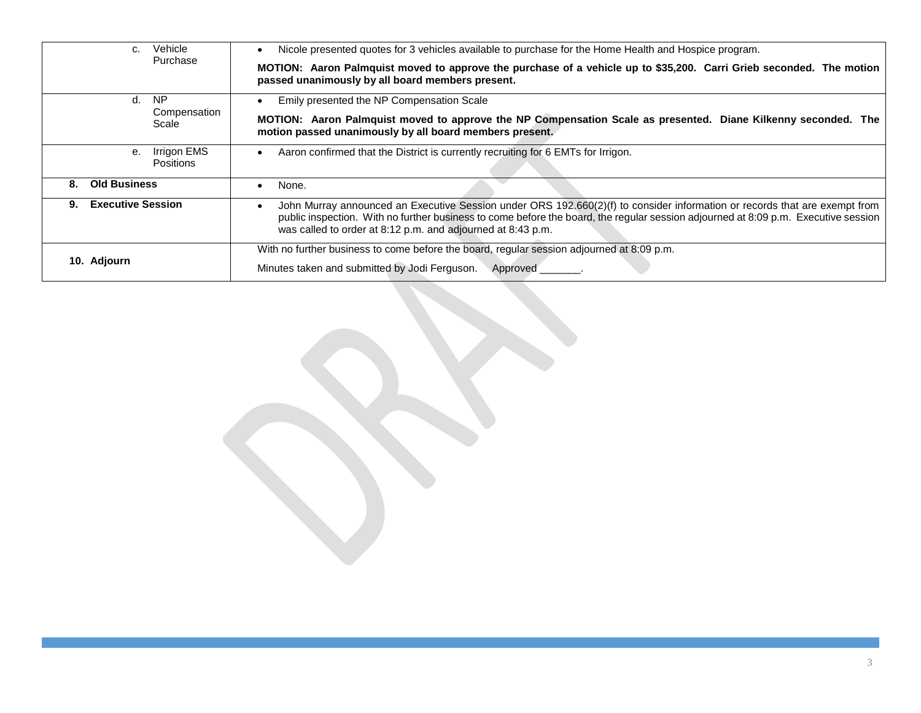| | |
|---|---|
| c. Vehicle Purchase | • Nicole presented quotes for 3 vehicles available to purchase for the Home Health and Hospice program.<br><br>**MOTION: Aaron Palmquist moved to approve the purchase of a vehicle up to $35,200. Carri Grieb seconded. The motion passed unanimously by all board members present.** |
| d. NP Compensation Scale | • Emily presented the NP Compensation Scale<br><br>**MOTION: Aaron Palmquist moved to approve the NP Compensation Scale as presented. Diane Kilkenny seconded. The motion passed unanimously by all board members present.** |
| e. Irrigon EMS Positions | • Aaron confirmed that the District is currently recruiting for 6 EMTs for Irrigon. |
| **8. Old Business** | • None. |
| **9. Executive Session** | • John Murray announced an Executive Session under ORS 192.660(2)(f) to consider information or records that are exempt from public inspection. With no further business to come before the board, the regular session adjourned at 8:09 p.m. Executive session was called to order at 8:12 p.m. and adjourned at 8:43 p.m. |
| **10. Adjourn** | With no further business to come before the board, regular session adjourned at 8:09 p.m.<br><br>Minutes taken and submitted by Jodi Ferguson. Approved _______. |

DRAFT